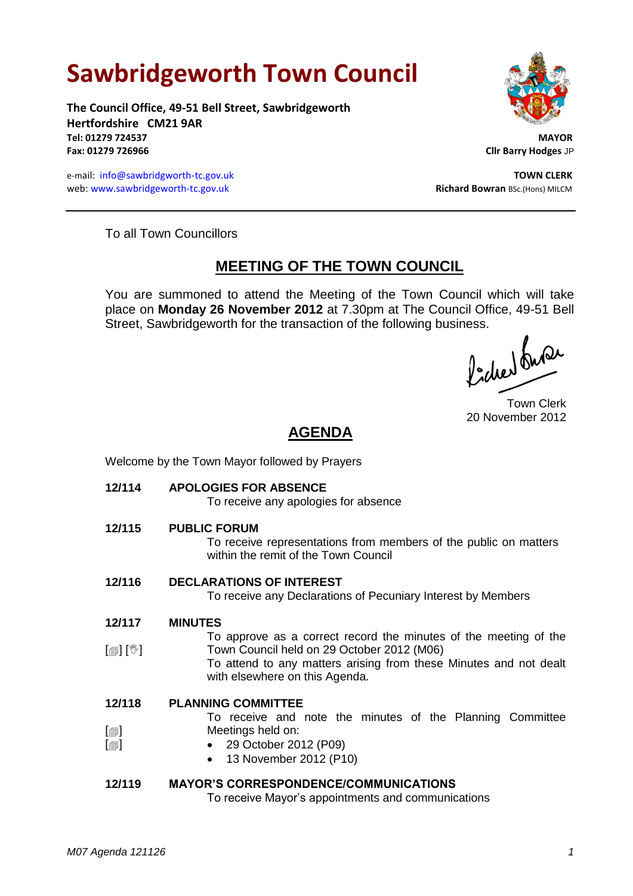# Sawbridgeworth Town Council

**The Council Office, 49-51 Bell Street, Sawbridgeworth**
**Hertfordshire CM21 9AR**
**Tel: 01279 724537**
**Fax: 01279 726966**

e-mail: info@sawbridgeworth-tc.gov.uk
web: www.sawbridgeworth-tc.gov.uk

**MAYOR**
**Cllr Barry Hodges** JP

**TOWN CLERK**
**Richard Bowran** BSc.(Hons) MILCM

---

To all Town Councillors

## MEETING OF THE TOWN COUNCIL

You are summoned to attend the Meeting of the Town Council which will take place on **Monday 26 November 2012** at 7.30pm at The Council Office, 49-51 Bell Street, Sawbridgeworth for the transaction of the following business.

Town Clerk
20 November 2012

## AGENDA

Welcome by the Town Mayor followed by Prayers

**12/114 APOLOGIES FOR ABSENCE**
To receive any apologies for absence

**12/115 PUBLIC FORUM**
To receive representations from members of the public on matters within the remit of the Town Council

**12/116 DECLARATIONS OF INTEREST**
To receive any Declarations of Pecuniary Interest by Members

**12/117 MINUTES**
[▤] [✋] To approve as a correct record the minutes of the meeting of the Town Council held on 29 October 2012 (M06)
To attend to any matters arising from these Minutes and not dealt with elsewhere on this Agenda.

**12/118 PLANNING COMMITTEE**
To receive and note the minutes of the Planning Committee Meetings held on:

[▤] • 29 October 2012 (P09)
[▤] • 13 November 2012 (P10)

**12/119 MAYOR'S CORRESPONDENCE/COMMUNICATIONS**
To receive Mayor's appointments and communications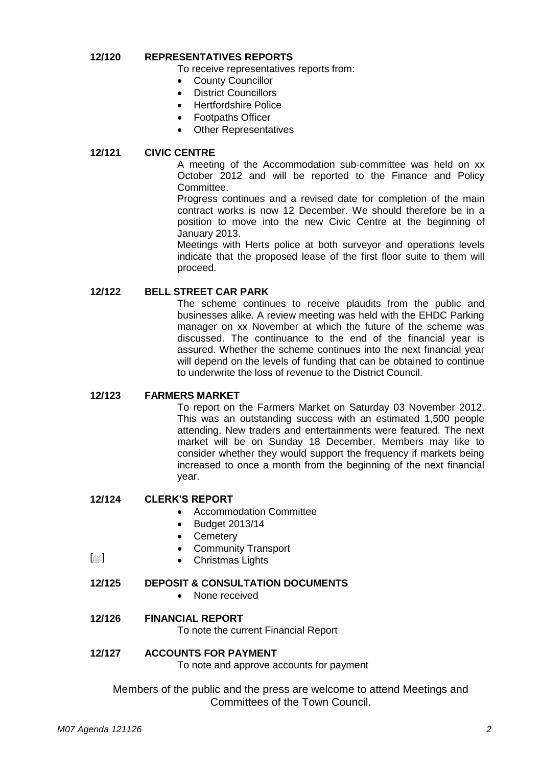**12/120 REPRESENTATIVES REPORTS**

To receive representatives reports from:

- County Councillor
- District Councillors
- Hertfordshire Police
- Footpaths Officer
- Other Representatives

**12/121 CIVIC CENTRE**

A meeting of the Accommodation sub-committee was held on xx October 2012 and will be reported to the Finance and Policy Committee.

Progress continues and a revised date for completion of the main contract works is now 12 December. We should therefore be in a position to move into the new Civic Centre at the beginning of January 2013.

Meetings with Herts police at both surveyor and operations levels indicate that the proposed lease of the first floor suite to them will proceed.

**12/122 BELL STREET CAR PARK**

The scheme continues to receive plaudits from the public and businesses alike. A review meeting was held with the EHDC Parking manager on xx November at which the future of the scheme was discussed. The continuance to the end of the financial year is assured. Whether the scheme continues into the next financial year will depend on the levels of funding that can be obtained to continue to underwrite the loss of revenue to the District Council.

**12/123 FARMERS MARKET**

To report on the Farmers Market on Saturday 03 November 2012. This was an outstanding success with an estimated 1,500 people attending. New traders and entertainments were featured. The next market will be on Sunday 18 December. Members may like to consider whether they would support the frequency if markets being increased to once a month from the beginning of the next financial year.

**12/124 CLERK'S REPORT**

- Accommodation Committee
- Budget 2013/14
- Cemetery
- Community Transport
- Christmas Lights

**12/125 DEPOSIT & CONSULTATION DOCUMENTS**

- None received

**12/126 FINANCIAL REPORT**

To note the current Financial Report

**12/127 ACCOUNTS FOR PAYMENT**

To note and approve accounts for payment

Members of the public and the press are welcome to attend Meetings and Committees of the Town Council.